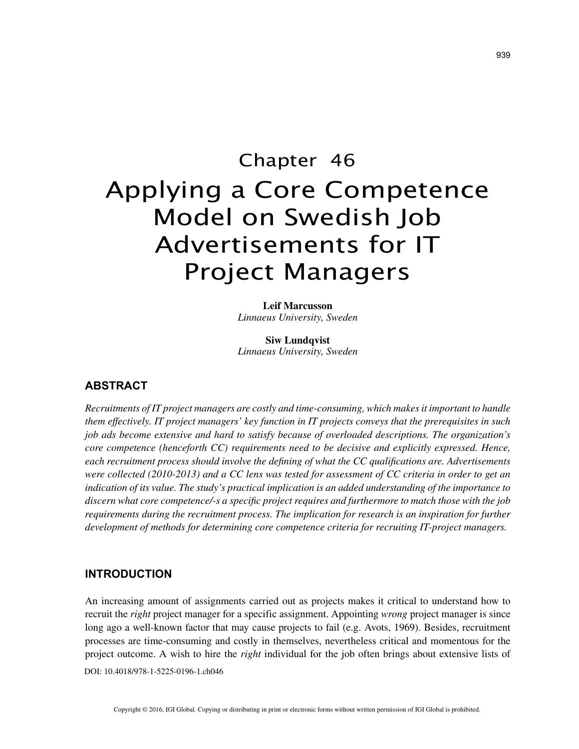# Chapter 46
# Applying a Core Competence Model on Swedish Job Advertisements for IT Project Managers

**Leif Marcusson**
*Linnaeus University, Sweden*

**Siw Lundqvist**
*Linnaeus University, Sweden*

## ABSTRACT

*Recruitments of IT project managers are costly and time-consuming, which makes it important to handle them effectively. IT project managers' key function in IT projects conveys that the prerequisites in such job ads become extensive and hard to satisfy because of overloaded descriptions. The organization's core competence (henceforth CC) requirements need to be decisive and explicitly expressed. Hence, each recruitment process should involve the defining of what the CC qualifications are. Advertisements were collected (2010-2013) and a CC lens was tested for assessment of CC criteria in order to get an indication of its value. The study's practical implication is an added understanding of the importance to discern what core competence/-s a specific project requires and furthermore to match those with the job requirements during the recruitment process. The implication for research is an inspiration for further development of methods for determining core competence criteria for recruiting IT-project managers.*

## INTRODUCTION

An increasing amount of assignments carried out as projects makes it critical to understand how to recruit the *right* project manager for a specific assignment. Appointing *wrong* project manager is since long ago a well-known factor that may cause projects to fail (e.g. Avots, 1969). Besides, recruitment processes are time-consuming and costly in themselves, nevertheless critical and momentous for the project outcome. A wish to hire the *right* individual for the job often brings about extensive lists of

DOI: 10.4018/978-1-5225-0196-1.ch046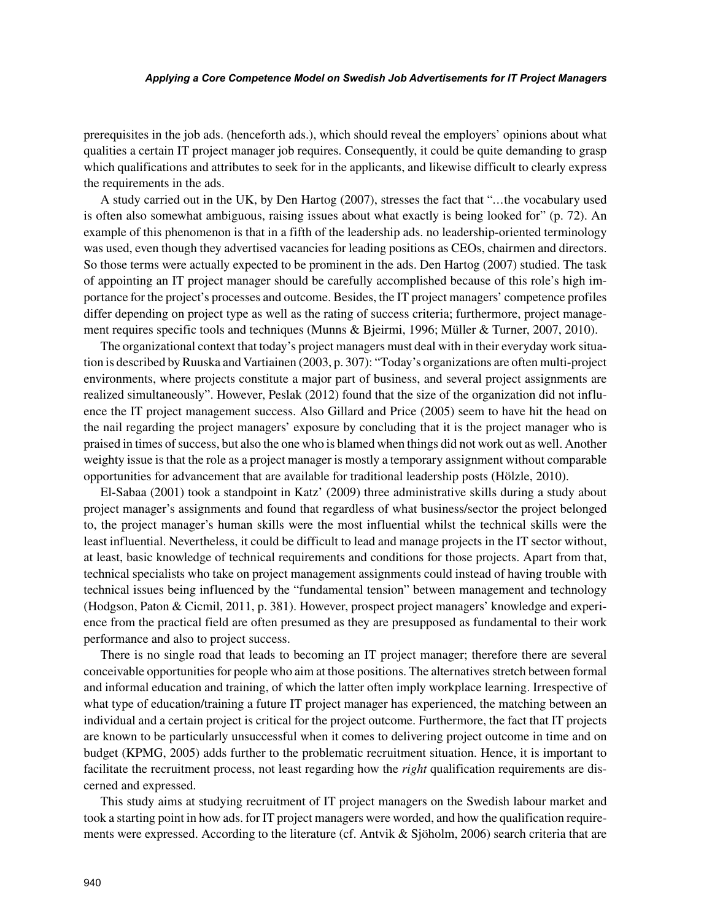prerequisites in the job ads. (henceforth ads.), which should reveal the employers' opinions about what qualities a certain IT project manager job requires. Consequently, it could be quite demanding to grasp which qualifications and attributes to seek for in the applicants, and likewise difficult to clearly express the requirements in the ads.

A study carried out in the UK, by Den Hartog (2007), stresses the fact that "…the vocabulary used is often also somewhat ambiguous, raising issues about what exactly is being looked for" (p. 72). An example of this phenomenon is that in a fifth of the leadership ads. no leadership-oriented terminology was used, even though they advertised vacancies for leading positions as CEOs, chairmen and directors. So those terms were actually expected to be prominent in the ads. Den Hartog (2007) studied. The task of appointing an IT project manager should be carefully accomplished because of this role's high importance for the project's processes and outcome. Besides, the IT project managers' competence profiles differ depending on project type as well as the rating of success criteria; furthermore, project management requires specific tools and techniques (Munns & Bjeirmi, 1996; Müller & Turner, 2007, 2010).

The organizational context that today's project managers must deal with in their everyday work situation is described by Ruuska and Vartiainen (2003, p. 307): "Today's organizations are often multi-project environments, where projects constitute a major part of business, and several project assignments are realized simultaneously". However, Peslak (2012) found that the size of the organization did not influence the IT project management success. Also Gillard and Price (2005) seem to have hit the head on the nail regarding the project managers' exposure by concluding that it is the project manager who is praised in times of success, but also the one who is blamed when things did not work out as well. Another weighty issue is that the role as a project manager is mostly a temporary assignment without comparable opportunities for advancement that are available for traditional leadership posts (Hölzle, 2010).

El-Sabaa (2001) took a standpoint in Katz' (2009) three administrative skills during a study about project manager's assignments and found that regardless of what business/sector the project belonged to, the project manager's human skills were the most influential whilst the technical skills were the least influential. Nevertheless, it could be difficult to lead and manage projects in the IT sector without, at least, basic knowledge of technical requirements and conditions for those projects. Apart from that, technical specialists who take on project management assignments could instead of having trouble with technical issues being influenced by the "fundamental tension" between management and technology (Hodgson, Paton & Cicmil, 2011, p. 381). However, prospect project managers' knowledge and experience from the practical field are often presumed as they are presupposed as fundamental to their work performance and also to project success.

There is no single road that leads to becoming an IT project manager; therefore there are several conceivable opportunities for people who aim at those positions. The alternatives stretch between formal and informal education and training, of which the latter often imply workplace learning. Irrespective of what type of education/training a future IT project manager has experienced, the matching between an individual and a certain project is critical for the project outcome. Furthermore, the fact that IT projects are known to be particularly unsuccessful when it comes to delivering project outcome in time and on budget (KPMG, 2005) adds further to the problematic recruitment situation. Hence, it is important to facilitate the recruitment process, not least regarding how the *right* qualification requirements are discerned and expressed.

This study aims at studying recruitment of IT project managers on the Swedish labour market and took a starting point in how ads. for IT project managers were worded, and how the qualification requirements were expressed. According to the literature (cf. Antvik & Sjöholm, 2006) search criteria that are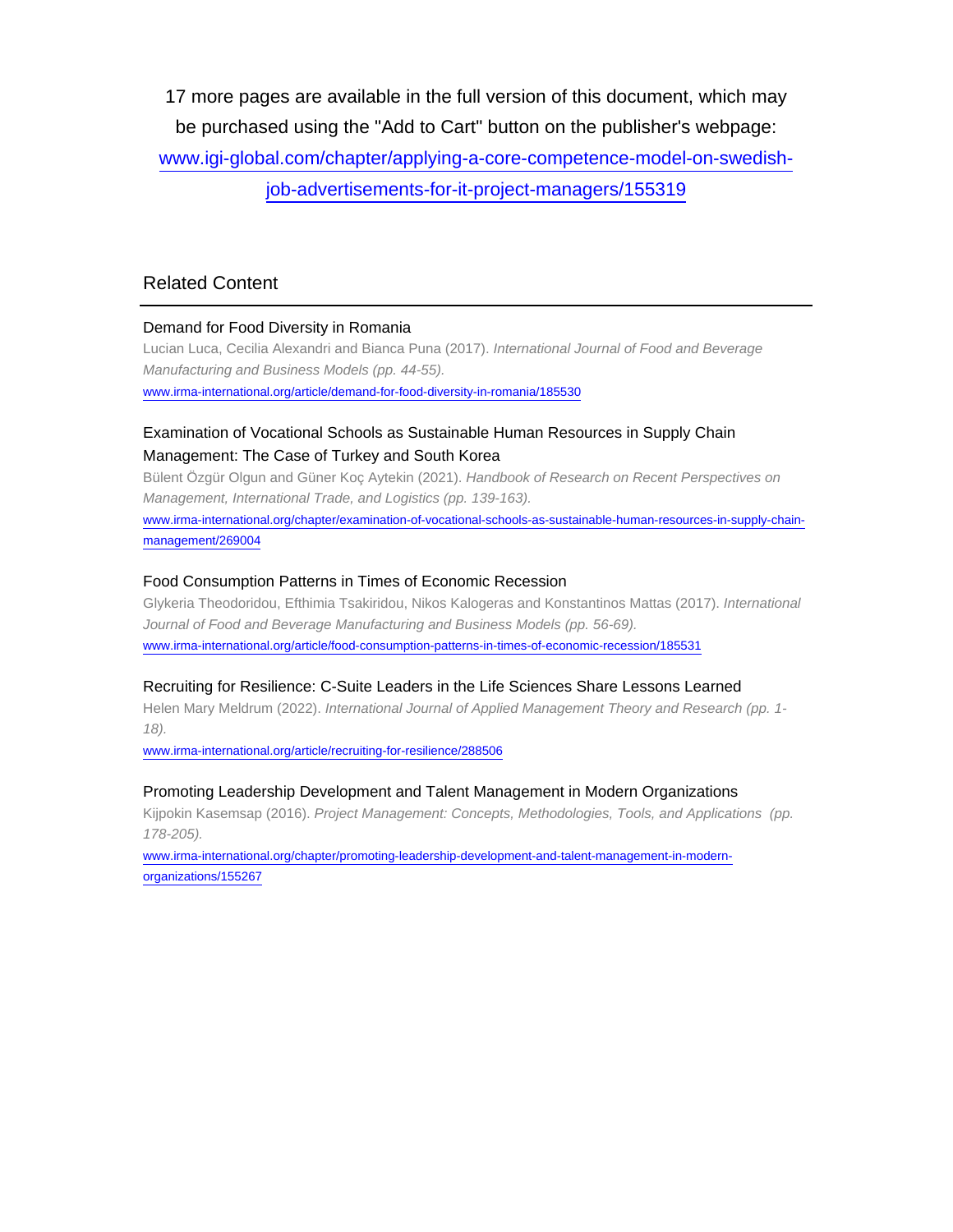17 more pages are available in the full version of this document, which may be purchased using the "Add to Cart" button on the publisher's webpage: [www.igi-global.com/chapter/applying-a-core-competence-model-on-swedish-job-advertisements-for-it-project-managers/155319](www.igi-global.com/chapter/applying-a-core-competence-model-on-swedish-job-advertisements-for-it-project-managers/155319)

## Related Content

**Demand for Food Diversity in Romania**
Lucian Luca, Cecilia Alexandri and Bianca Puna (2017). *International Journal of Food and Beverage Manufacturing and Business Models (pp. 44-55).*
[www.irma-international.org/article/demand-for-food-diversity-in-romania/185530](www.irma-international.org/article/demand-for-food-diversity-in-romania/185530)

**Examination of Vocational Schools as Sustainable Human Resources in Supply Chain Management: The Case of Turkey and South Korea**
Bülent Özgür Olgun and Güner Koç Aytekin (2021). *Handbook of Research on Recent Perspectives on Management, International Trade, and Logistics (pp. 139-163).*
[www.irma-international.org/chapter/examination-of-vocational-schools-as-sustainable-human-resources-in-supply-chain-management/269004](www.irma-international.org/chapter/examination-of-vocational-schools-as-sustainable-human-resources-in-supply-chain-management/269004)

**Food Consumption Patterns in Times of Economic Recession**
Glykeria Theodoridou, Efthimia Tsakiridou, Nikos Kalogeras and Konstantinos Mattas (2017). *International Journal of Food and Beverage Manufacturing and Business Models (pp. 56-69).*
[www.irma-international.org/article/food-consumption-patterns-in-times-of-economic-recession/185531](www.irma-international.org/article/food-consumption-patterns-in-times-of-economic-recession/185531)

**Recruiting for Resilience: C-Suite Leaders in the Life Sciences Share Lessons Learned**
Helen Mary Meldrum (2022). *International Journal of Applied Management Theory and Research (pp. 1-18).*
[www.irma-international.org/article/recruiting-for-resilience/288506](www.irma-international.org/article/recruiting-for-resilience/288506)

**Promoting Leadership Development and Talent Management in Modern Organizations**
Kijpokin Kasemsap (2016). *Project Management: Concepts, Methodologies, Tools, and Applications (pp. 178-205).*
[www.irma-international.org/chapter/promoting-leadership-development-and-talent-management-in-modern-organizations/155267](www.irma-international.org/chapter/promoting-leadership-development-and-talent-management-in-modern-organizations/155267)